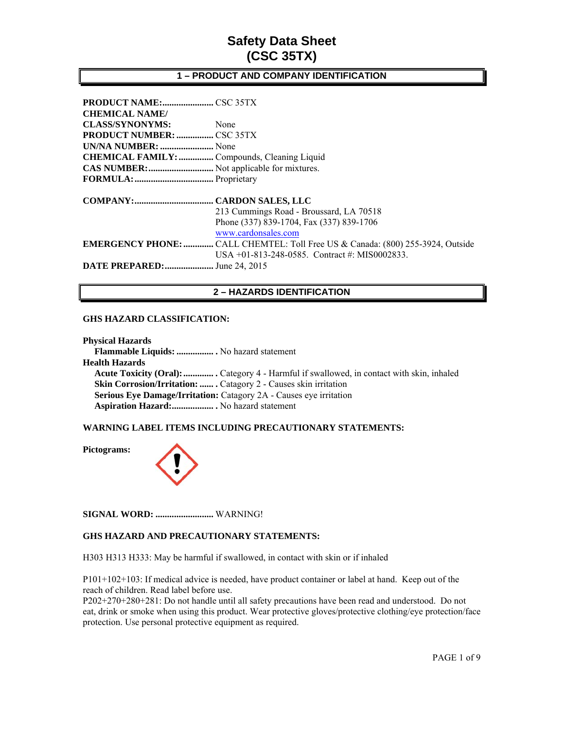# Safety Data Sheet
# (CSC 35TX)

## 1 – PRODUCT AND COMPANY IDENTIFICATION

**PRODUCT NAME:**...................... CSC 35TX
**CHEMICAL NAME/**
**CLASS/SYNONYMS:** None
**PRODUCT NUMBER:** ................ CSC 35TX
**UN/NA NUMBER:** ....................... None
**CHEMICAL FAMILY:** ............... Compounds, Cleaning Liquid
**CAS NUMBER:**............................ Not applicable for mixtures.
**FORMULA:**.................................. Proprietary

**COMPANY:**.................................. **CARDON SALES, LLC**
213 Cummings Road - Broussard, LA 70518
Phone (337) 839-1704, Fax (337) 839-1706
www.cardonsales.com
**EMERGENCY PHONE:** ............. CALL CHEMTEL: Toll Free US & Canada: (800) 255-3924, Outside USA +01-813-248-0585. Contract #: MIS0002833.
**DATE PREPARED:**..................... June 24, 2015

## 2 – HAZARDS IDENTIFICATION

**GHS HAZARD CLASSIFICATION:**

**Physical Hazards**
- **Flammable Liquids:** ................ . No hazard statement

**Health Hazards**
- **Acute Toxicity (Oral):** ............. . Category 4 - Harmful if swallowed, in contact with skin, inhaled
- **Skin Corrosion/Irritation:** ...... . Catagory 2 - Causes skin irritation
- **Serious Eye Damage/Irritation:** Catagory 2A - Causes eye irritation
- **Aspiration Hazard:**.................. . No hazard statement

**WARNING LABEL ITEMS INCLUDING PRECAUTIONARY STATEMENTS:**

**Pictograms:**

**SIGNAL WORD:** ......................... WARNING!

**GHS HAZARD AND PRECAUTIONARY STATEMENTS:**

H303 H313 H333: May be harmful if swallowed, in contact with skin or if inhaled

P101+102+103: If medical advice is needed, have product container or label at hand. Keep out of the reach of children. Read label before use.
P202+270+280+281: Do not handle until all safety precautions have been read and understood. Do not eat, drink or smoke when using this product. Wear protective gloves/protective clothing/eye protection/face protection. Use personal protective equipment as required.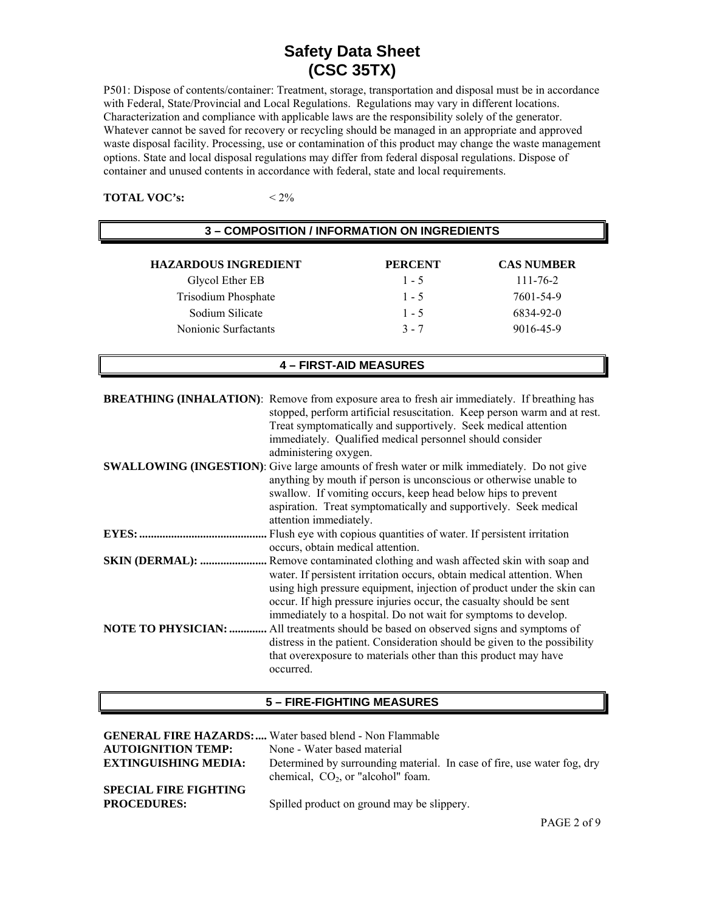# Safety Data Sheet
# (CSC 35TX)

P501: Dispose of contents/container: Treatment, storage, transportation and disposal must be in accordance with Federal, State/Provincial and Local Regulations. Regulations may vary in different locations. Characterization and compliance with applicable laws are the responsibility solely of the generator. Whatever cannot be saved for recovery or recycling should be managed in an appropriate and approved waste disposal facility. Processing, use or contamination of this product may change the waste management options. State and local disposal regulations may differ from federal disposal regulations. Dispose of container and unused contents in accordance with federal, state and local requirements.

**TOTAL VOC's:** < 2%

## 3 – COMPOSITION / INFORMATION ON INGREDIENTS

| HAZARDOUS INGREDIENT | PERCENT | CAS NUMBER |
|---|---|---|
| Glycol Ether EB | 1 - 5 | 111-76-2 |
| Trisodium Phosphate | 1 - 5 | 7601-54-9 |
| Sodium Silicate | 1 - 5 | 6834-92-0 |
| Nonionic Surfactants | 3 - 7 | 9016-45-9 |

## 4 – FIRST-AID MEASURES

**BREATHING (INHALATION)**: Remove from exposure area to fresh air immediately. If breathing has stopped, perform artificial resuscitation. Keep person warm and at rest. Treat symptomatically and supportively. Seek medical attention immediately. Qualified medical personnel should consider administering oxygen.

**SWALLOWING (INGESTION)**: Give large amounts of fresh water or milk immediately. Do not give anything by mouth if person is unconscious or otherwise unable to swallow. If vomiting occurs, keep head below hips to prevent aspiration. Treat symptomatically and supportively. Seek medical attention immediately.

**EYES:** Flush eye with copious quantities of water. If persistent irritation occurs, obtain medical attention.

**SKIN (DERMAL):** Remove contaminated clothing and wash affected skin with soap and water. If persistent irritation occurs, obtain medical attention. When using high pressure equipment, injection of product under the skin can occur. If high pressure injuries occur, the casualty should be sent immediately to a hospital. Do not wait for symptoms to develop.

**NOTE TO PHYSICIAN:** All treatments should be based on observed signs and symptoms of distress in the patient. Consideration should be given to the possibility that overexposure to materials other than this product may have occurred.

## 5 – FIRE-FIGHTING MEASURES

**GENERAL FIRE HAZARDS:** Water based blend - Non Flammable

**AUTOIGNITION TEMP:** None - Water based material

**EXTINGUISHING MEDIA:** Determined by surrounding material. In case of fire, use water fog, dry chemical, $CO_2$, or "alcohol" foam.

**SPECIAL FIRE FIGHTING PROCEDURES:** Spilled product on ground may be slippery.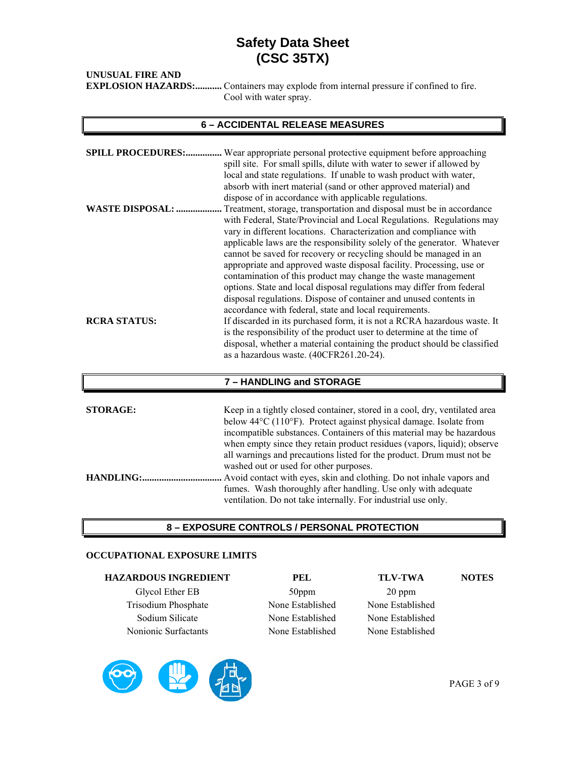# Safety Data Sheet
# (CSC 35TX)

**UNUSUAL FIRE AND EXPLOSION HAZARDS:**........... Containers may explode from internal pressure if confined to fire. Cool with water spray.

## 6 – ACCIDENTAL RELEASE MEASURES

**SPILL PROCEDURES:**............... Wear appropriate personal protective equipment before approaching spill site. For small spills, dilute with water to sewer if allowed by local and state regulations. If unable to wash product with water, absorb with inert material (sand or other approved material) and dispose of in accordance with applicable regulations.

**WASTE DISPOSAL:** .................. Treatment, storage, transportation and disposal must be in accordance with Federal, State/Provincial and Local Regulations. Regulations may vary in different locations. Characterization and compliance with applicable laws are the responsibility solely of the generator. Whatever cannot be saved for recovery or recycling should be managed in an appropriate and approved waste disposal facility. Processing, use or contamination of this product may change the waste management options. State and local disposal regulations may differ from federal disposal regulations. Dispose of container and unused contents in accordance with federal, state and local requirements.

**RCRA STATUS:** If discarded in its purchased form, it is not a RCRA hazardous waste. It is the responsibility of the product user to determine at the time of disposal, whether a material containing the product should be classified as a hazardous waste. (40CFR261.20-24).

## 7 – HANDLING and STORAGE

**STORAGE:** Keep in a tightly closed container, stored in a cool, dry, ventilated area below 44°C (110°F). Protect against physical damage. Isolate from incompatible substances. Containers of this material may be hazardous when empty since they retain product residues (vapors, liquid); observe all warnings and precautions listed for the product. Drum must not be washed out or used for other purposes.

**HANDLING:**................................ Avoid contact with eyes, skin and clothing. Do not inhale vapors and fumes. Wash thoroughly after handling. Use only with adequate ventilation. Do not take internally. For industrial use only.

## 8 – EXPOSURE CONTROLS / PERSONAL PROTECTION

**OCCUPATIONAL EXPOSURE LIMITS**

| HAZARDOUS INGREDIENT | PEL | TLV-TWA | NOTES |
|---|---|---|---|
| Glycol Ether EB | 50ppm | 20 ppm | |
| Trisodium Phosphate | None Established | None Established | |
| Sodium Silicate | None Established | None Established | |
| Nonionic Surfactants | None Established | None Established | |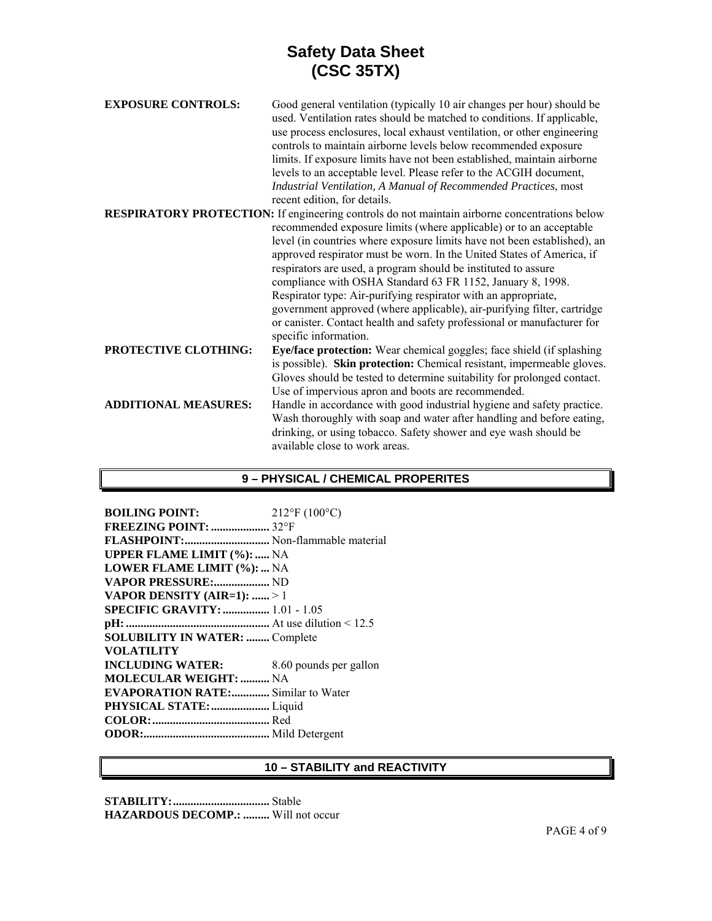**EXPOSURE CONTROLS:** Good general ventilation (typically 10 air changes per hour) should be used. Ventilation rates should be matched to conditions. If applicable, use process enclosures, local exhaust ventilation, or other engineering controls to maintain airborne levels below recommended exposure limits. If exposure limits have not been established, maintain airborne levels to an acceptable level. Please refer to the ACGIH document, *Industrial Ventilation, A Manual of Recommended Practices*, most recent edition, for details.

**RESPIRATORY PROTECTION:** If engineering controls do not maintain airborne concentrations below recommended exposure limits (where applicable) or to an acceptable level (in countries where exposure limits have not been established), an approved respirator must be worn. In the United States of America, if respirators are used, a program should be instituted to assure compliance with OSHA Standard 63 FR 1152, January 8, 1998. Respirator type: Air-purifying respirator with an appropriate, government approved (where applicable), air-purifying filter, cartridge or canister. Contact health and safety professional or manufacturer for specific information.

**PROTECTIVE CLOTHING:** **Eye/face protection:** Wear chemical goggles; face shield (if splashing is possible). **Skin protection:** Chemical resistant, impermeable gloves. Gloves should be tested to determine suitability for prolonged contact. Use of impervious apron and boots are recommended.

**ADDITIONAL MEASURES:** Handle in accordance with good industrial hygiene and safety practice. Wash thoroughly with soap and water after handling and before eating, drinking, or using tobacco. Safety shower and eye wash should be available close to work areas.

## 9 – PHYSICAL / CHEMICAL PROPERITES

**BOILING POINT:** 212°F (100°C)
**FREEZING POINT:** 32°F
**FLASHPOINT:** Non-flammable material
**UPPER FLAME LIMIT (%):** NA
**LOWER FLAME LIMIT (%):** NA
**VAPOR PRESSURE:** ND
**VAPOR DENSITY (AIR=1):** > 1
**SPECIFIC GRAVITY:** 1.01 - 1.05
**pH:** At use dilution < 12.5
**SOLUBILITY IN WATER:** Complete
**VOLATILITY INCLUDING WATER:** 8.60 pounds per gallon
**MOLECULAR WEIGHT:** NA
**EVAPORATION RATE:** Similar to Water
**PHYSICAL STATE:** Liquid
**COLOR:** Red
**ODOR:** Mild Detergent

## 10 – STABILITY and REACTIVITY

**STABILITY:** Stable
**HAZARDOUS DECOMP.:** Will not occur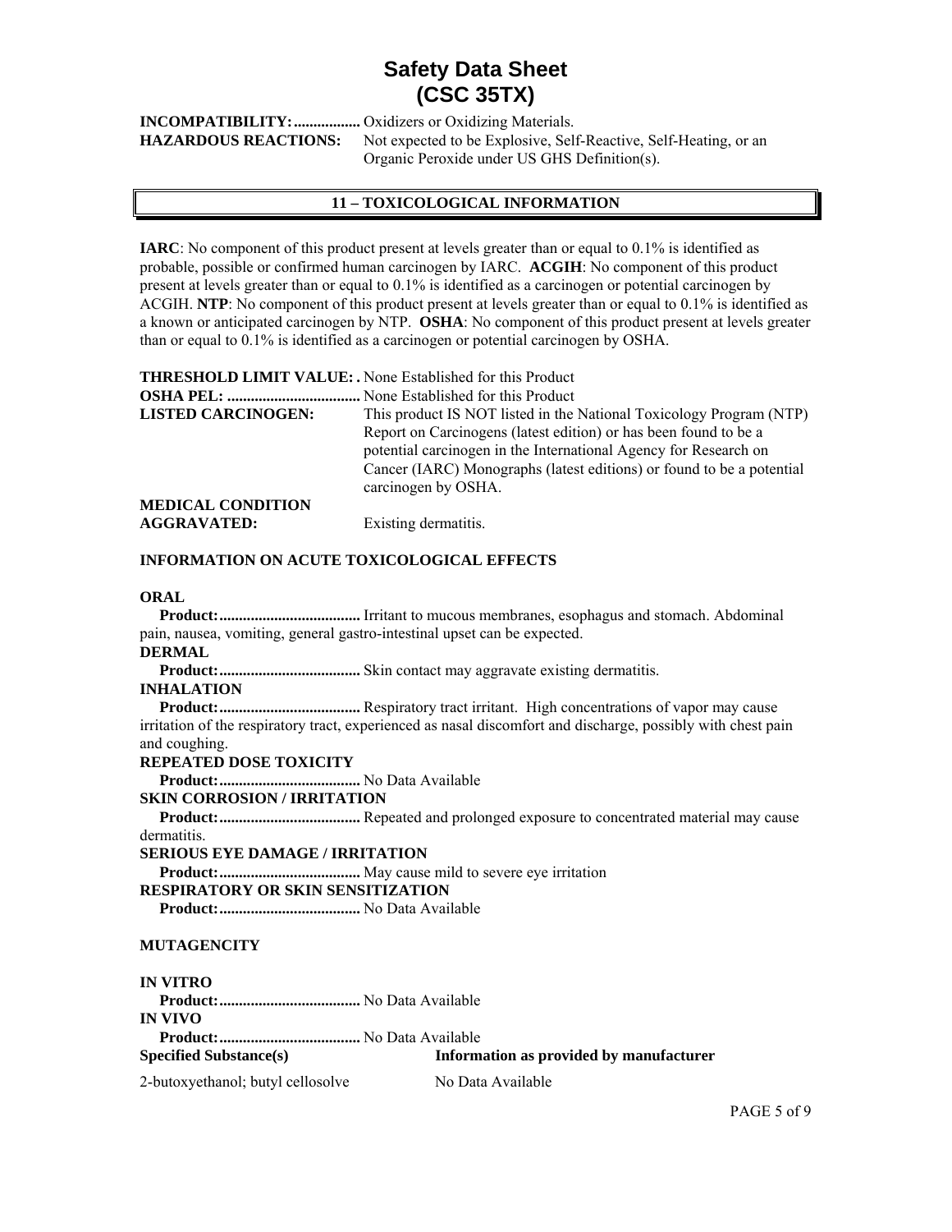**INCOMPATIBILITY:**................. Oxidizers or Oxidizing Materials.

**HAZARDOUS REACTIONS:** Not expected to be Explosive, Self-Reactive, Self-Heating, or an Organic Peroxide under US GHS Definition(s).

## 11 – TOXICOLOGICAL INFORMATION

**IARC**: No component of this product present at levels greater than or equal to 0.1% is identified as probable, possible or confirmed human carcinogen by IARC. **ACGIH**: No component of this product present at levels greater than or equal to 0.1% is identified as a carcinogen or potential carcinogen by ACGIH. **NTP**: No component of this product present at levels greater than or equal to 0.1% is identified as a known or anticipated carcinogen by NTP. **OSHA**: No component of this product present at levels greater than or equal to 0.1% is identified as a carcinogen or potential carcinogen by OSHA.

**THRESHOLD LIMIT VALUE: .** None Established for this Product

**OSHA PEL:** .................................. None Established for this Product

**LISTED CARCINOGEN:** This product IS NOT listed in the National Toxicology Program (NTP) Report on Carcinogens (latest edition) or has been found to be a potential carcinogen in the International Agency for Research on Cancer (IARC) Monographs (latest editions) or found to be a potential carcinogen by OSHA.

**MEDICAL CONDITION AGGRAVATED:** Existing dermatitis.

### INFORMATION ON ACUTE TOXICOLOGICAL EFFECTS

**ORAL**

**Product:**.................................... Irritant to mucous membranes, esophagus and stomach. Abdominal pain, nausea, vomiting, general gastro-intestinal upset can be expected.

**DERMAL**

**Product:**.................................... Skin contact may aggravate existing dermatitis.

**INHALATION**

**Product:**.................................... Respiratory tract irritant. High concentrations of vapor may cause irritation of the respiratory tract, experienced as nasal discomfort and discharge, possibly with chest pain and coughing.

**REPEATED DOSE TOXICITY**

**Product:**.................................... No Data Available

**SKIN CORROSION / IRRITATION**

**Product:**.................................... Repeated and prolonged exposure to concentrated material may cause dermatitis.

**SERIOUS EYE DAMAGE / IRRITATION**

**Product:**.................................... May cause mild to severe eye irritation

**RESPIRATORY OR SKIN SENSITIZATION**

**Product:**.................................... No Data Available

**MUTAGENCITY**

**IN VITRO**

**Product:**.................................... No Data Available

**IN VIVO**

**Product:**.................................... No Data Available

| Specified Substance(s) | Information as provided by manufacturer |
|---|---|
| 2-butoxyethanol; butyl cellosolve | No Data Available |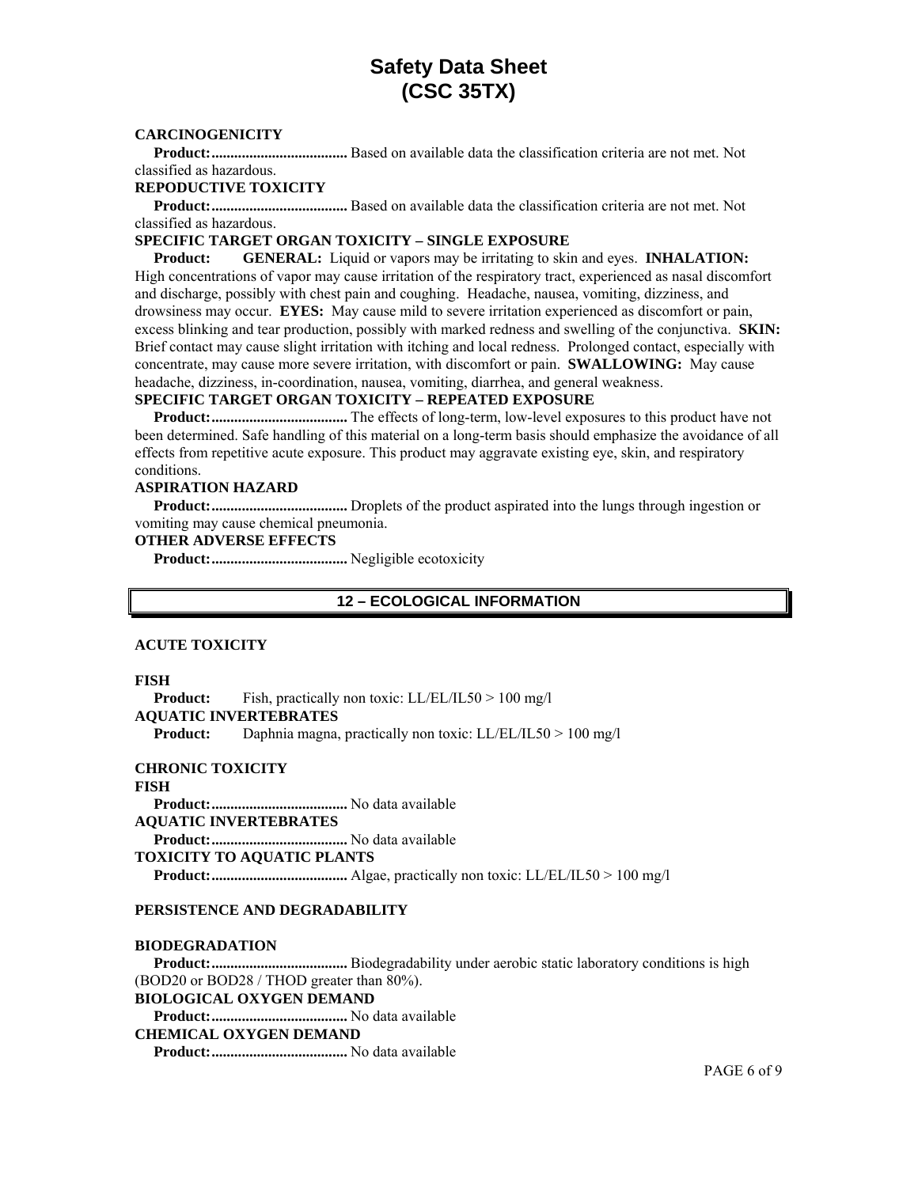**CARCINOGENICITY**

**Product:....................................** Based on available data the classification criteria are not met. Not classified as hazardous.

**REPODUCTIVE TOXICITY**

**Product:....................................** Based on available data the classification criteria are not met. Not classified as hazardous.

**SPECIFIC TARGET ORGAN TOXICITY – SINGLE EXPOSURE**

**Product:** **GENERAL:** Liquid or vapors may be irritating to skin and eyes. **INHALATION:** High concentrations of vapor may cause irritation of the respiratory tract, experienced as nasal discomfort and discharge, possibly with chest pain and coughing. Headache, nausea, vomiting, dizziness, and drowsiness may occur. **EYES:** May cause mild to severe irritation experienced as discomfort or pain, excess blinking and tear production, possibly with marked redness and swelling of the conjunctiva. **SKIN:** Brief contact may cause slight irritation with itching and local redness. Prolonged contact, especially with concentrate, may cause more severe irritation, with discomfort or pain. **SWALLOWING:** May cause headache, dizziness, in-coordination, nausea, vomiting, diarrhea, and general weakness.

**SPECIFIC TARGET ORGAN TOXICITY – REPEATED EXPOSURE**

**Product:....................................** The effects of long-term, low-level exposures to this product have not been determined. Safe handling of this material on a long-term basis should emphasize the avoidance of all effects from repetitive acute exposure. This product may aggravate existing eye, skin, and respiratory conditions.

**ASPIRATION HAZARD**

**Product:....................................** Droplets of the product aspirated into the lungs through ingestion or vomiting may cause chemical pneumonia.

**OTHER ADVERSE EFFECTS**

**Product:....................................** Negligible ecotoxicity

## 12 – ECOLOGICAL INFORMATION

**ACUTE TOXICITY**

**FISH**

**Product:** Fish, practically non toxic: LL/EL/IL50 > 100 mg/l

**AQUATIC INVERTEBRATES**

**Product:** Daphnia magna, practically non toxic: LL/EL/IL50 > 100 mg/l

**CHRONIC TOXICITY**

**FISH**

**Product:....................................** No data available

**AQUATIC INVERTEBRATES**

**Product:....................................** No data available

**TOXICITY TO AQUATIC PLANTS**

**Product:....................................** Algae, practically non toxic: LL/EL/IL50 > 100 mg/l

**PERSISTENCE AND DEGRADABILITY**

**BIODEGRADATION**

**Product:....................................** Biodegradability under aerobic static laboratory conditions is high (BOD20 or BOD28 / THOD greater than 80%).

**BIOLOGICAL OXYGEN DEMAND**

**Product:....................................** No data available

**CHEMICAL OXYGEN DEMAND**

**Product:....................................** No data available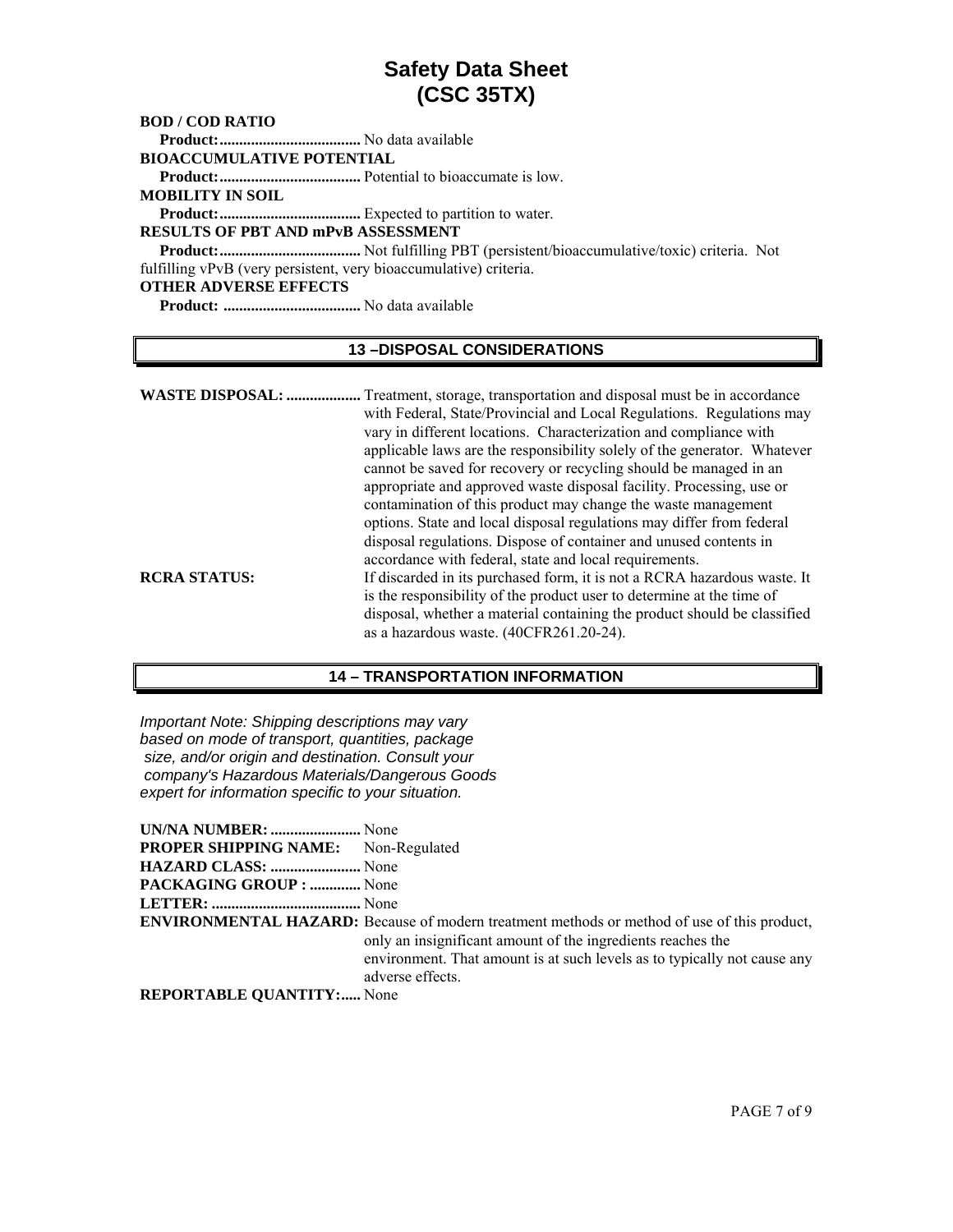**BOD / COD RATIO**

**Product:....................................** No data available

**BIOACCUMULATIVE POTENTIAL**

**Product:....................................** Potential to bioaccumate is low.

**MOBILITY IN SOIL**

**Product:....................................** Expected to partition to water.

**RESULTS OF PBT AND mPvB ASSESSMENT**

**Product:....................................** Not fulfilling PBT (persistent/bioaccumulative/toxic) criteria. Not fulfilling vPvB (very persistent, very bioaccumulative) criteria.

**OTHER ADVERSE EFFECTS**

**Product: ...................................** No data available

## 13 –DISPOSAL CONSIDERATIONS

**WASTE DISPOSAL: ...................** Treatment, storage, transportation and disposal must be in accordance with Federal, State/Provincial and Local Regulations. Regulations may vary in different locations. Characterization and compliance with applicable laws are the responsibility solely of the generator. Whatever cannot be saved for recovery or recycling should be managed in an appropriate and approved waste disposal facility. Processing, use or contamination of this product may change the waste management options. State and local disposal regulations may differ from federal disposal regulations. Dispose of container and unused contents in accordance with federal, state and local requirements.

**RCRA STATUS:** If discarded in its purchased form, it is not a RCRA hazardous waste. It is the responsibility of the product user to determine at the time of disposal, whether a material containing the product should be classified as a hazardous waste. (40CFR261.20-24).

## 14 – TRANSPORTATION INFORMATION

*Important Note: Shipping descriptions may vary based on mode of transport, quantities, package size, and/or origin and destination. Consult your company's Hazardous Materials/Dangerous Goods expert for information specific to your situation.*

**UN/NA NUMBER: .......................** None

**PROPER SHIPPING NAME:** Non-Regulated

**HAZARD CLASS: .......................** None

**PACKAGING GROUP : .............** None

**LETTER: .....................................** None

**ENVIRONMENTAL HAZARD:** Because of modern treatment methods or method of use of this product, only an insignificant amount of the ingredients reaches the environment. That amount is at such levels as to typically not cause any adverse effects.

**REPORTABLE QUANTITY:.....** None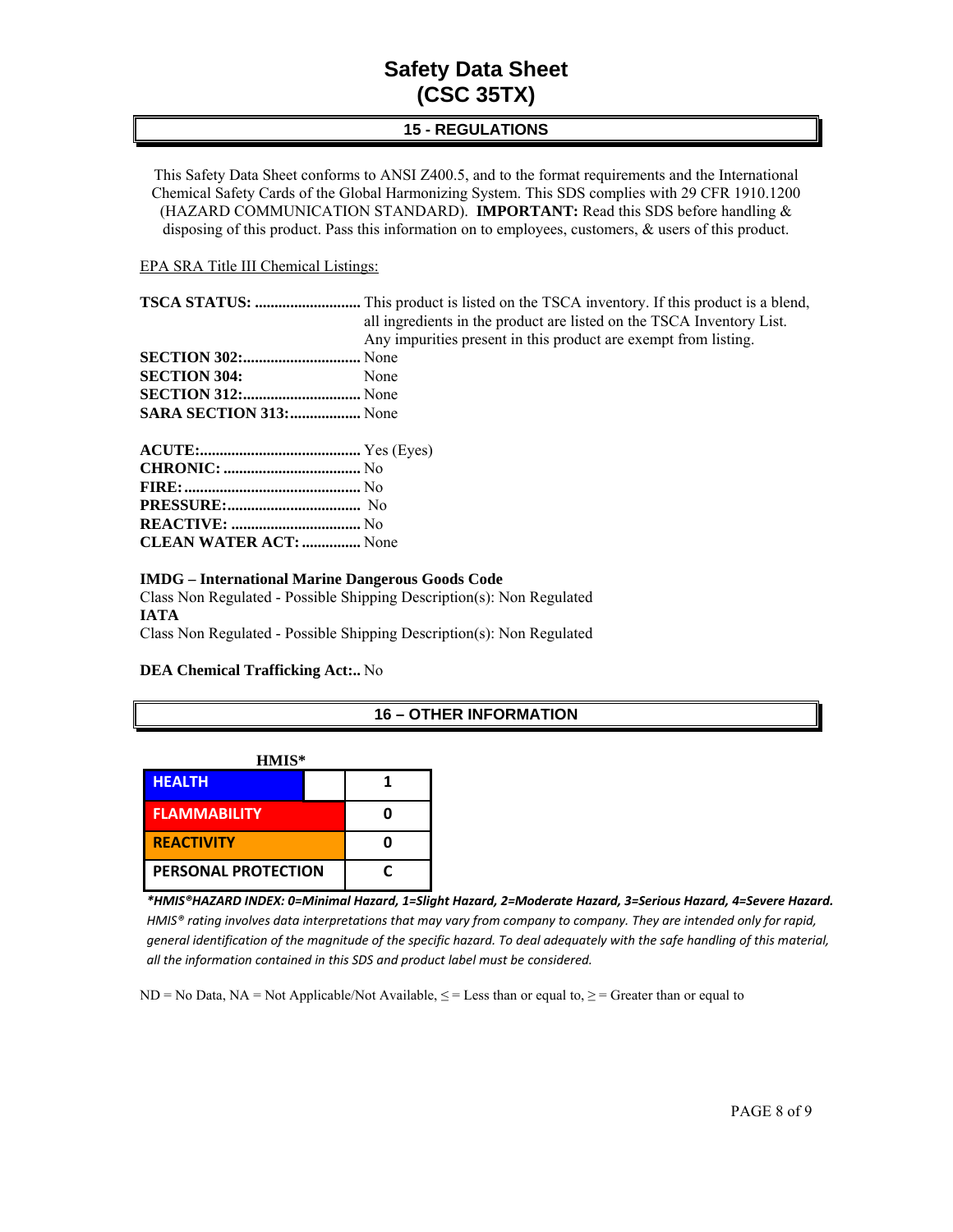# Safety Data Sheet (CSC 35TX)

## 15 - REGULATIONS

This Safety Data Sheet conforms to ANSI Z400.5, and to the format requirements and the International Chemical Safety Cards of the Global Harmonizing System. This SDS complies with 29 CFR 1910.1200 (HAZARD COMMUNICATION STANDARD). **IMPORTANT:** Read this SDS before handling & disposing of this product. Pass this information on to employees, customers, & users of this product.

EPA SRA Title III Chemical Listings:

**TSCA STATUS: ...........................** This product is listed on the TSCA inventory. If this product is a blend, all ingredients in the product are listed on the TSCA Inventory List. Any impurities present in this product are exempt from listing.

**SECTION 302:..............................** None
**SECTION 304:** None
**SECTION 312:..............................** None
**SARA SECTION 313:..................** None

**ACUTE:.........................................** Yes (Eyes)
**CHRONIC: ..................................** No
**FIRE:.............................................** No
**PRESSURE:..................................** No
**REACTIVE: .................................** No
**CLEAN WATER ACT:...............** None

**IMDG – International Marine Dangerous Goods Code**
Class Non Regulated - Possible Shipping Description(s): Non Regulated
**IATA**
Class Non Regulated - Possible Shipping Description(s): Non Regulated

**DEA Chemical Trafficking Act:..** No

## 16 – OTHER INFORMATION

**HMIS***

| HMIS* | |
|---|---|
| HEALTH | 1 |
| FLAMMABILITY | 0 |
| REACTIVITY | 0 |
| PERSONAL PROTECTION | C |

***HMIS®HAZARD INDEX: 0=Minimal Hazard, 1=Slight Hazard, 2=Moderate Hazard, 3=Serious Hazard, 4=Severe Hazard.***
*HMIS® rating involves data interpretations that may vary from company to company. They are intended only for rapid, general identification of the magnitude of the specific hazard. To deal adequately with the safe handling of this material, all the information contained in this SDS and product label must be considered.*

ND = No Data, NA = Not Applicable/Not Available, ≤ = Less than or equal to, ≥ = Greater than or equal to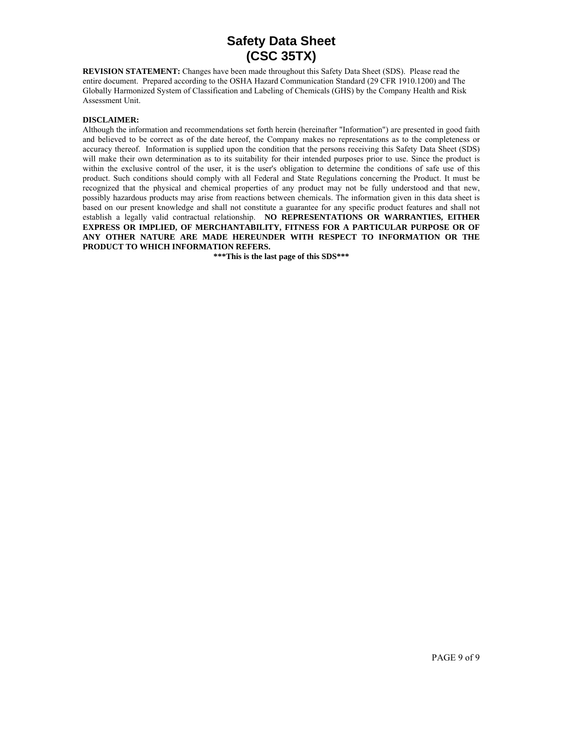# Safety Data Sheet
# (CSC 35TX)

**REVISION STATEMENT:** Changes have been made throughout this Safety Data Sheet (SDS). Please read the entire document. Prepared according to the OSHA Hazard Communication Standard (29 CFR 1910.1200) and The Globally Harmonized System of Classification and Labeling of Chemicals (GHS) by the Company Health and Risk Assessment Unit.

**DISCLAIMER:**

Although the information and recommendations set forth herein (hereinafter "Information") are presented in good faith and believed to be correct as of the date hereof, the Company makes no representations as to the completeness or accuracy thereof. Information is supplied upon the condition that the persons receiving this Safety Data Sheet (SDS) will make their own determination as to its suitability for their intended purposes prior to use. Since the product is within the exclusive control of the user, it is the user's obligation to determine the conditions of safe use of this product. Such conditions should comply with all Federal and State Regulations concerning the Product. It must be recognized that the physical and chemical properties of any product may not be fully understood and that new, possibly hazardous products may arise from reactions between chemicals. The information given in this data sheet is based on our present knowledge and shall not constitute a guarantee for any specific product features and shall not establish a legally valid contractual relationship. **NO REPRESENTATIONS OR WARRANTIES, EITHER EXPRESS OR IMPLIED, OF MERCHANTABILITY, FITNESS FOR A PARTICULAR PURPOSE OR OF ANY OTHER NATURE ARE MADE HEREUNDER WITH RESPECT TO INFORMATION OR THE PRODUCT TO WHICH INFORMATION REFERS.**

**\*\*\*This is the last page of this SDS\*\*\***